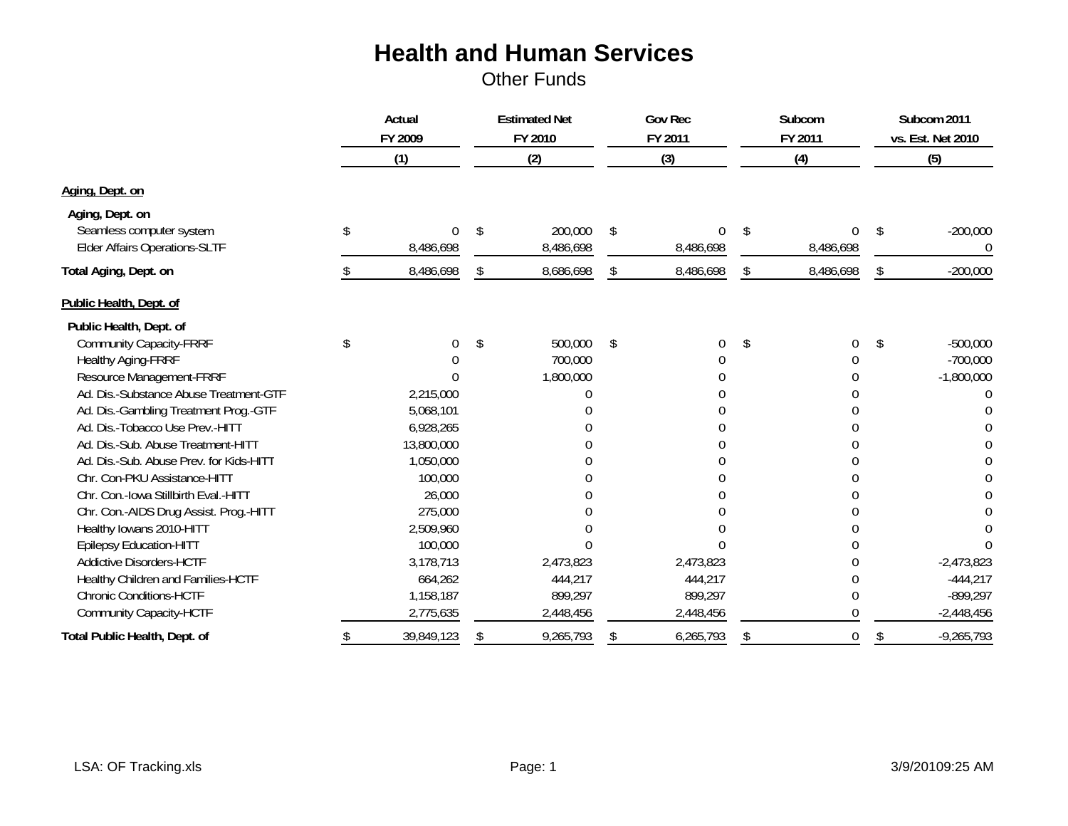# Health and Human Services

## Other Funds

| | Actual FY 2009 (1) | Estimated Net FY 2010 (2) | Gov Rec FY 2011 (3) | Subcom FY 2011 (4) | Subcom 2011 vs. Est. Net 2010 (5) |
|---|---|---|---|---|---|
| **Aging, Dept. on** | | | | | |
| **Aging, Dept. on** | | | | | |
| Seamless computer system | $ 0 | $ 200,000 | $ 0 | $ 0 | $ -200,000 |
| Elder Affairs Operations-SLTF | 8,486,698 | 8,486,698 | 8,486,698 | 8,486,698 | 0 |
| **Total Aging, Dept. on** | $ 8,486,698 | $ 8,686,698 | $ 8,486,698 | $ 8,486,698 | $ -200,000 |
| **Public Health, Dept. of** | | | | | |
| **Public Health, Dept. of** | | | | | |
| Community Capacity-FRRF | $ 0 | $ 500,000 | $ 0 | $ 0 | $ -500,000 |
| Healthy Aging-FRRF | 0 | 700,000 | 0 | 0 | -700,000 |
| Resource Management-FRRF | 0 | 1,800,000 | 0 | 0 | -1,800,000 |
| Ad. Dis.-Substance Abuse Treatment-GTF | 2,215,000 | 0 | 0 | 0 | 0 |
| Ad. Dis.-Gambling Treatment Prog.-GTF | 5,068,101 | 0 | 0 | 0 | 0 |
| Ad. Dis.-Tobacco Use Prev.-HITT | 6,928,265 | 0 | 0 | 0 | 0 |
| Ad. Dis.-Sub. Abuse Treatment-HITT | 13,800,000 | 0 | 0 | 0 | 0 |
| Ad. Dis.-Sub. Abuse Prev. for Kids-HITT | 1,050,000 | 0 | 0 | 0 | 0 |
| Chr. Con-PKU Assistance-HITT | 100,000 | 0 | 0 | 0 | 0 |
| Chr. Con.-Iowa Stillbirth Eval.-HITT | 26,000 | 0 | 0 | 0 | 0 |
| Chr. Con.-AIDS Drug Assist. Prog.-HITT | 275,000 | 0 | 0 | 0 | 0 |
| Healthy Iowans 2010-HITT | 2,509,960 | 0 | 0 | 0 | 0 |
| Epilepsy Education-HITT | 100,000 | 0 | 0 | 0 | 0 |
| Addictive Disorders-HCTF | 3,178,713 | 2,473,823 | 2,473,823 | 0 | -2,473,823 |
| Healthy Children and Families-HCTF | 664,262 | 444,217 | 444,217 | 0 | -444,217 |
| Chronic Conditions-HCTF | 1,158,187 | 899,297 | 899,297 | 0 | -899,297 |
| Community Capacity-HCTF | 2,775,635 | 2,448,456 | 2,448,456 | 0 | -2,448,456 |
| **Total Public Health, Dept. of** | $ 39,849,123 | $ 9,265,793 | $ 6,265,793 | $ 0 | $ -9,265,793 |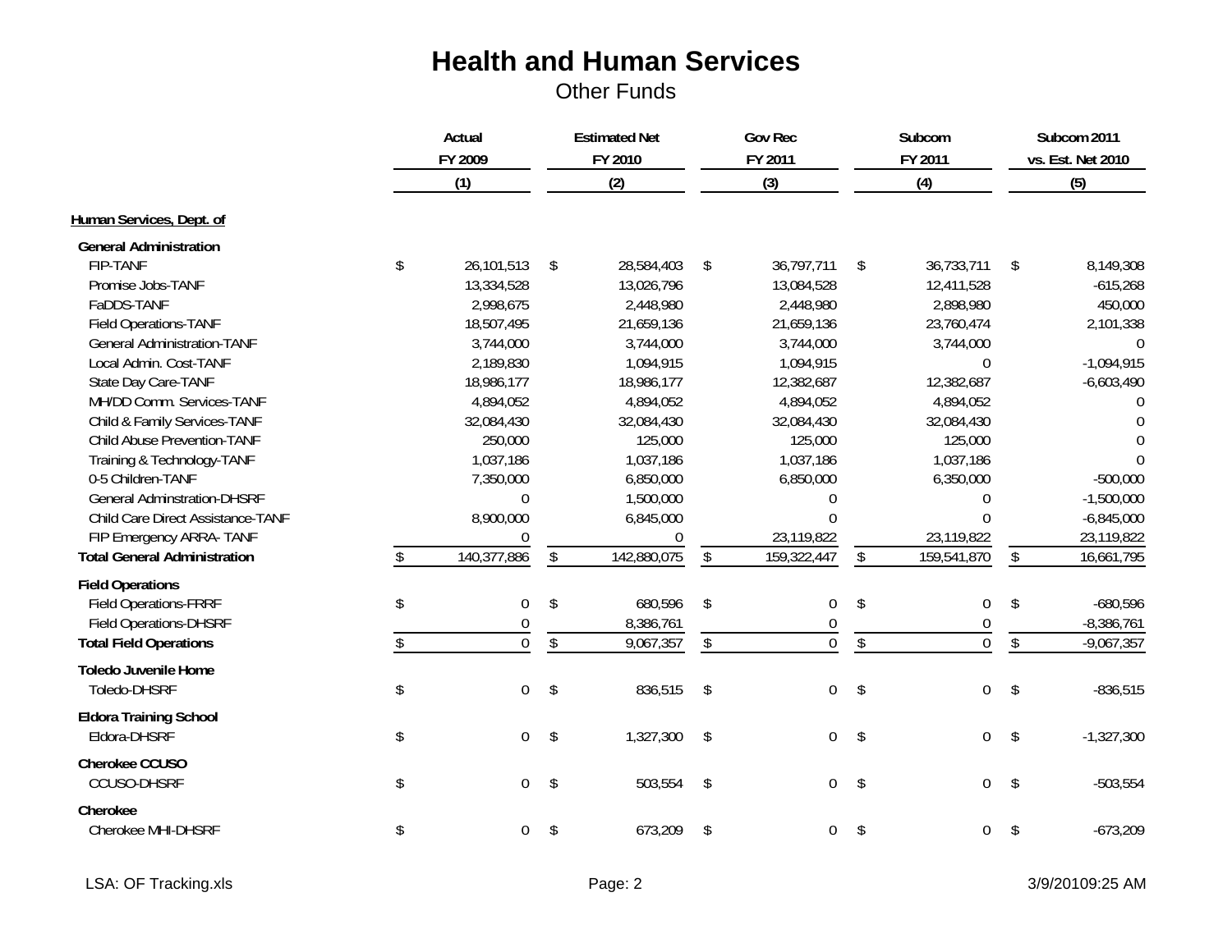# Health and Human Services

## Other Funds

| | Actual FY 2009 (1) | Estimated Net FY 2010 (2) | Gov Rec FY 2011 (3) | Subcom FY 2011 (4) | Subcom 2011 vs. Est. Net 2010 (5) |
|---|---|---|---|---|---|
| **Human Services, Dept. of** | | | | | |
| **General Administration** | | | | | |
| FIP-TANF | $ 26,101,513 | $ 28,584,403 | $ 36,797,711 | $ 36,733,711 | $ 8,149,308 |
| Promise Jobs-TANF | 13,334,528 | 13,026,796 | 13,084,528 | 12,411,528 | -615,268 |
| FaDDS-TANF | 2,998,675 | 2,448,980 | 2,448,980 | 2,898,980 | 450,000 |
| Field Operations-TANF | 18,507,495 | 21,659,136 | 21,659,136 | 23,760,474 | 2,101,338 |
| General Administration-TANF | 3,744,000 | 3,744,000 | 3,744,000 | 3,744,000 | 0 |
| Local Admin. Cost-TANF | 2,189,830 | 1,094,915 | 1,094,915 | 0 | -1,094,915 |
| State Day Care-TANF | 18,986,177 | 18,986,177 | 12,382,687 | 12,382,687 | -6,603,490 |
| MH/DD Comm. Services-TANF | 4,894,052 | 4,894,052 | 4,894,052 | 4,894,052 | 0 |
| Child & Family Services-TANF | 32,084,430 | 32,084,430 | 32,084,430 | 32,084,430 | 0 |
| Child Abuse Prevention-TANF | 250,000 | 125,000 | 125,000 | 125,000 | 0 |
| Training & Technology-TANF | 1,037,186 | 1,037,186 | 1,037,186 | 1,037,186 | 0 |
| 0-5 Children-TANF | 7,350,000 | 6,850,000 | 6,850,000 | 6,350,000 | -500,000 |
| General Adminstration-DHSRF | 0 | 1,500,000 | 0 | 0 | -1,500,000 |
| Child Care Direct Assistance-TANF | 8,900,000 | 6,845,000 | 0 | 0 | -6,845,000 |
| FIP Emergency ARRA- TANF | 0 | 0 | 23,119,822 | 23,119,822 | 23,119,822 |
| **Total General Administration** | $ 140,377,886 | $ 142,880,075 | $ 159,322,447 | $ 159,541,870 | $ 16,661,795 |
| **Field Operations** | | | | | |
| Field Operations-FRRF | $ 0 | $ 680,596 | $ 0 | $ 0 | $ -680,596 |
| Field Operations-DHSRF | 0 | 8,386,761 | 0 | 0 | -8,386,761 |
| **Total Field Operations** | $ 0 | $ 9,067,357 | $ 0 | $ 0 | $ -9,067,357 |
| **Toledo Juvenile Home** | | | | | |
| Toledo-DHSRF | $ 0 | $ 836,515 | $ 0 | $ 0 | $ -836,515 |
| **Eldora Training School** | | | | | |
| Eldora-DHSRF | $ 0 | $ 1,327,300 | $ 0 | $ 0 | $ -1,327,300 |
| **Cherokee CCUSO** | | | | | |
| CCUSO-DHSRF | $ 0 | $ 503,554 | $ 0 | $ 0 | $ -503,554 |
| **Cherokee** | | | | | |
| Cherokee MHI-DHSRF | $ 0 | $ 673,209 | $ 0 | $ 0 | $ -673,209 |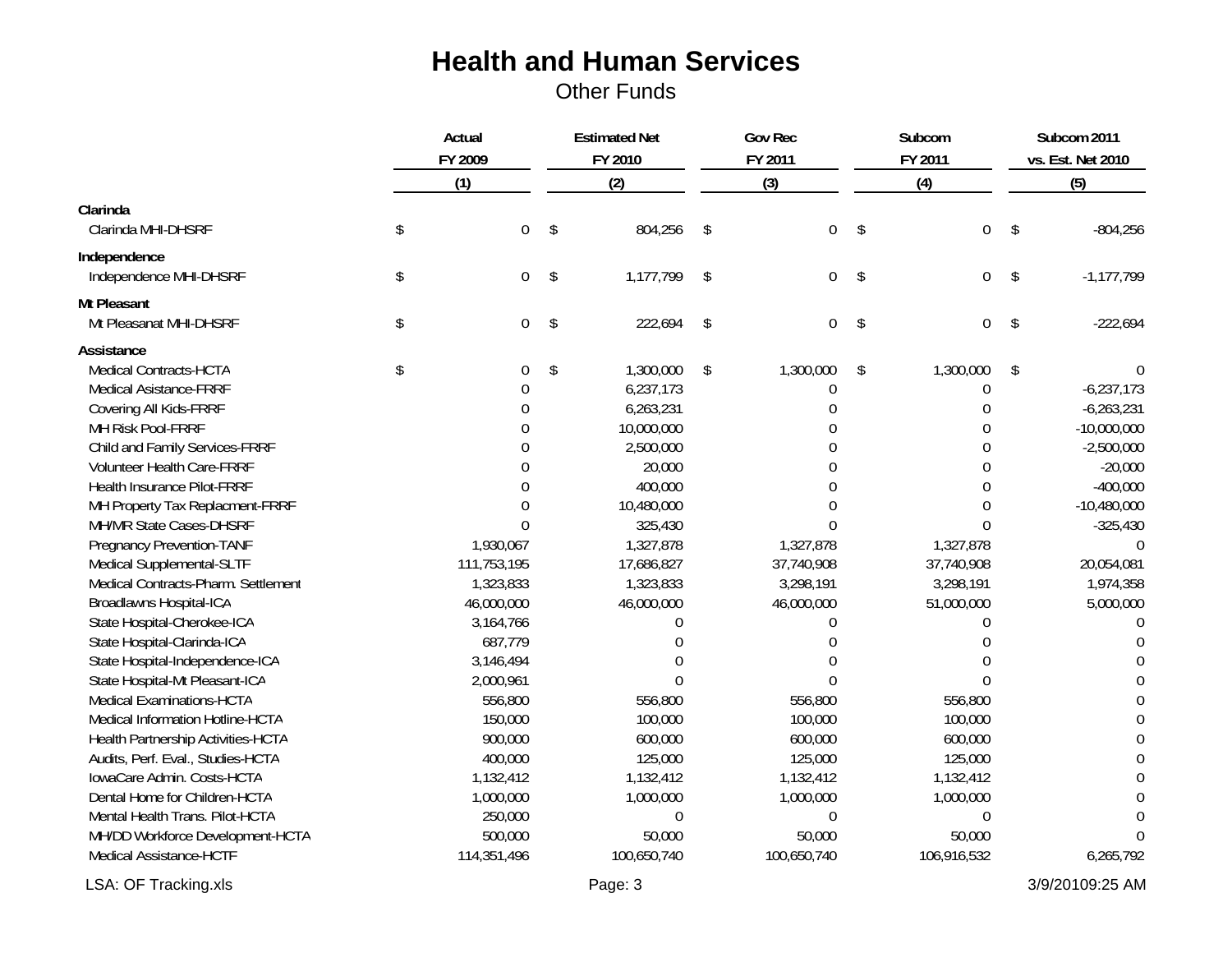# Health and Human Services

Other Funds

| | Actual FY 2009 (1) | Estimated Net FY 2010 (2) | Gov Rec FY 2011 (3) | Subcom FY 2011 (4) | Subcom 2011 vs. Est. Net 2010 (5) |
|---|---|---|---|---|---|
| **Clarinda** | | | | | |
| Clarinda MHI-DHSRF | $ 0 | $ 804,256 | $ 0 | $ 0 | $ -804,256 |
| **Independence** | | | | | |
| Independence MHI-DHSRF | $ 0 | $ 1,177,799 | $ 0 | $ 0 | $ -1,177,799 |
| **Mt Pleasant** | | | | | |
| Mt Pleasanat MHI-DHSRF | $ 0 | $ 222,694 | $ 0 | $ 0 | $ -222,694 |
| **Assistance** | | | | | |
| Medical Contracts-HCTA | $ 0 | $ 1,300,000 | $ 1,300,000 | $ 1,300,000 | $ 0 |
| Medical Asistance-FRRF | 0 | 6,237,173 | 0 | 0 | -6,237,173 |
| Covering All Kids-FRRF | 0 | 6,263,231 | 0 | 0 | -6,263,231 |
| MH Risk Pool-FRRF | 0 | 10,000,000 | 0 | 0 | -10,000,000 |
| Child and Family Services-FRRF | 0 | 2,500,000 | 0 | 0 | -2,500,000 |
| Volunteer Health Care-FRRF | 0 | 20,000 | 0 | 0 | -20,000 |
| Health Insurance Pilot-FRRF | 0 | 400,000 | 0 | 0 | -400,000 |
| MH Property Tax Replacment-FRRF | 0 | 10,480,000 | 0 | 0 | -10,480,000 |
| MH/MR State Cases-DHSRF | 0 | 325,430 | 0 | 0 | -325,430 |
| Pregnancy Prevention-TANF | 1,930,067 | 1,327,878 | 1,327,878 | 1,327,878 | 0 |
| Medical Supplemental-SLTF | 111,753,195 | 17,686,827 | 37,740,908 | 37,740,908 | 20,054,081 |
| Medical Contracts-Pharm. Settlement | 1,323,833 | 1,323,833 | 3,298,191 | 3,298,191 | 1,974,358 |
| Broadlawns Hospital-ICA | 46,000,000 | 46,000,000 | 46,000,000 | 51,000,000 | 5,000,000 |
| State Hospital-Cherokee-ICA | 3,164,766 | 0 | 0 | 0 | 0 |
| State Hospital-Clarinda-ICA | 687,779 | 0 | 0 | 0 | 0 |
| State Hospital-Independence-ICA | 3,146,494 | 0 | 0 | 0 | 0 |
| State Hospital-Mt Pleasant-ICA | 2,000,961 | 0 | 0 | 0 | 0 |
| Medical Examinations-HCTA | 556,800 | 556,800 | 556,800 | 556,800 | 0 |
| Medical Information Hotline-HCTA | 150,000 | 100,000 | 100,000 | 100,000 | 0 |
| Health Partnership Activities-HCTA | 900,000 | 600,000 | 600,000 | 600,000 | 0 |
| Audits, Perf. Eval., Studies-HCTA | 400,000 | 125,000 | 125,000 | 125,000 | 0 |
| IowaCare Admin. Costs-HCTA | 1,132,412 | 1,132,412 | 1,132,412 | 1,132,412 | 0 |
| Dental Home for Children-HCTA | 1,000,000 | 1,000,000 | 1,000,000 | 1,000,000 | 0 |
| Mental Health Trans. Pilot-HCTA | 250,000 | 0 | 0 | 0 | 0 |
| MH/DD Workforce Development-HCTA | 500,000 | 50,000 | 50,000 | 50,000 | 0 |
| Medical Assistance-HCTF | 114,351,496 | 100,650,740 | 100,650,740 | 106,916,532 | 6,265,792 |

LSA: OF Tracking.xls | 3/9/2010 9:25 AM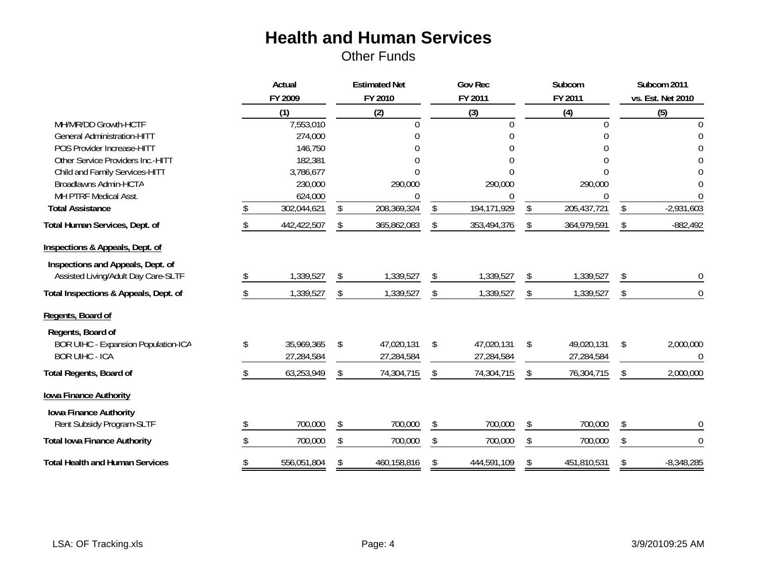# Health and Human Services

Other Funds

| | Actual FY 2009 (1) | Estimated Net FY 2010 (2) | Gov Rec FY 2011 (3) | Subcom FY 2011 (4) | Subcom 2011 vs. Est. Net 2010 (5) |
|---|---|---|---|---|---|
| MH/MR/DD Growth-HCTF | 7,553,010 | 0 | 0 | 0 | 0 |
| General Administration-HITT | 274,000 | 0 | 0 | 0 | 0 |
| POS Provider Increase-HITT | 146,750 | 0 | 0 | 0 | 0 |
| Other Service Providers Inc.-HITT | 182,381 | 0 | 0 | 0 | 0 |
| Child and Family Services-HITT | 3,786,677 | 0 | 0 | 0 | 0 |
| Broadlawns Admin-HCTA | 230,000 | 290,000 | 290,000 | 290,000 | 0 |
| MH PTRF Medical Asst. | 624,000 | 0 | 0 | 0 | 0 |
| **Total Assistance** | $ 302,044,621 | $ 208,369,324 | $ 194,171,929 | $ 205,437,721 | $ -2,931,603 |
| **Total Human Services, Dept. of** | $ 442,422,507 | $ 365,862,083 | $ 353,494,376 | $ 364,979,591 | $ -882,492 |
| **Inspections & Appeals, Dept. of** | | | | | |
| **Inspections and Appeals, Dept. of** | | | | | |
| Assisted Living/Adult Day Care-SLTF | $ 1,339,527 | $ 1,339,527 | $ 1,339,527 | $ 1,339,527 | $ 0 |
| **Total Inspections & Appeals, Dept. of** | $ 1,339,527 | $ 1,339,527 | $ 1,339,527 | $ 1,339,527 | $ 0 |
| **Regents, Board of** | | | | | |
| **Regents, Board of** | | | | | |
| BOR UIHC - Expansion Population-ICA | $ 35,969,365 | $ 47,020,131 | $ 47,020,131 | $ 49,020,131 | $ 2,000,000 |
| BOR UIHC - ICA | 27,284,584 | 27,284,584 | 27,284,584 | 27,284,584 | 0 |
| **Total Regents, Board of** | $ 63,253,949 | $ 74,304,715 | $ 74,304,715 | $ 76,304,715 | $ 2,000,000 |
| **Iowa Finance Authority** | | | | | |
| **Iowa Finance Authority** | | | | | |
| Rent Subsidy Program-SLTF | $ 700,000 | $ 700,000 | $ 700,000 | $ 700,000 | $ 0 |
| **Total Iowa Finance Authority** | $ 700,000 | $ 700,000 | $ 700,000 | $ 700,000 | $ 0 |
| **Total Health and Human Services** | $ 556,051,804 | $ 460,158,816 | $ 444,591,109 | $ 451,810,531 | $ -8,348,285 |

LSA: OF Tracking.xls 3/9/20109:25 AM